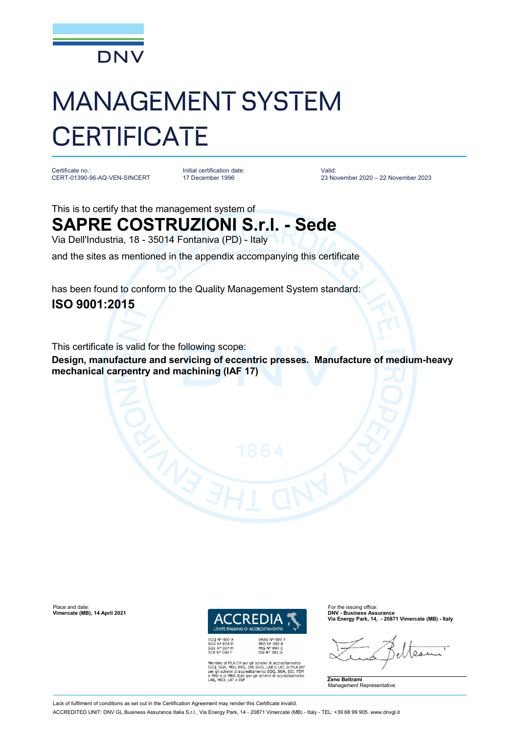DNV

# MANAGEMENT SYSTEM CERTIFICATE

Certificate no.:
CERT-01390-96-AQ-VEN-SINCERT

Initial certification date:
17 December 1996

Valid:
23 November 2020 – 22 November 2023

This is to certify that the management system of

## SAPRE COSTRUZIONI S.r.l. - Sede

Via Dell'Industria, 18 - 35014 Fontaniva (PD) - Italy

and the sites as mentioned in the appendix accompanying this certificate

has been found to conform to the Quality Management System standard:

**ISO 9001:2015**

This certificate is valid for the following scope:

**Design, manufacture and servicing of eccentric presses. Manufacture of medium-heavy mechanical carpentry and machining (IAF 17)**

Place and date:
**Vimercate (MB), 14 April 2021**

ACCREDIA
L'ENTE ITALIANO DI ACCREDITAMENTO

SGQ N° 003 A
SGA N° 003 D
SGE N° 007 M
SCR N° 004 F

EMAS N° 009 P
PRD N° 003 B
PRS N° 094 C
SSI N° 002 G

Membro di MLA EA per gli schemi di accreditamento SGQ, SGA, PRD, PRS, ISP, GHG, LAB e LAT, di MLA IAF per gli schemi di accreditamento SGQ, SGA, SSI, FSM e PRD e di MRA ILAC per gli schemi di accreditamento LAB, MED, LAT e ISP

For the issuing office:
**DNV - Business Assurance**
**Via Energy Park, 14, - 20871 Vimercate (MB) - Italy**

**Zeno Beltrami**
Management Representative

Lack of fulfilment of conditions as set out in the Certification Agreement may render this Certificate invalid.

ACCREDITED UNIT: DNV GL Business Assurance Italia S.r.l., Via Energy Park, 14 - 20871 Vimercate (MB) - Italy - TEL: +39 68 99 905. www.dnvgl.it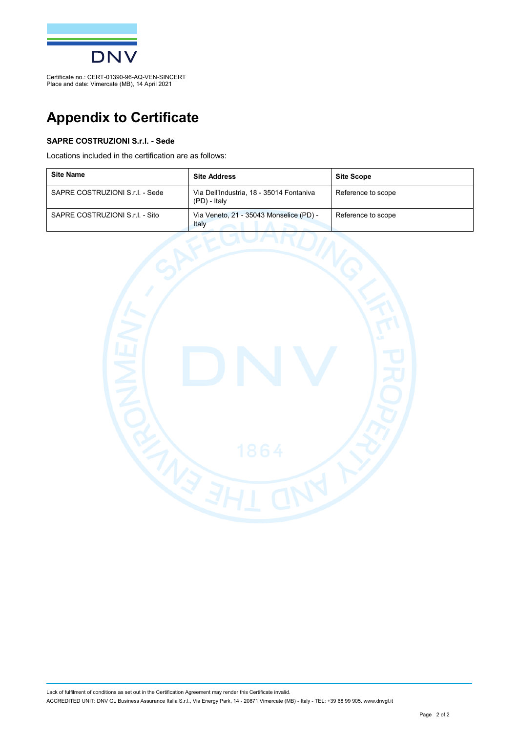Certificate no.: CERT-01390-96-AQ-VEN-SINCERT
Place and date: Vimercate (MB), 14 April 2021

# Appendix to Certificate

**SAPRE COSTRUZIONI S.r.l. - Sede**

Locations included in the certification are as follows:

| Site Name | Site Address | Site Scope |
|---|---|---|
| SAPRE COSTRUZIONI S.r.l. - Sede | Via Dell'Industria, 18 - 35014 Fontaniva (PD) - Italy | Reference to scope |
| SAPRE COSTRUZIONI S.r.l. - Sito | Via Veneto, 21 - 35043 Monselice (PD) - Italy | Reference to scope |

Lack of fulfilment of conditions as set out in the Certification Agreement may render this Certificate invalid.

ACCREDITED UNIT: DNV GL Business Assurance Italia S.r.l., Via Energy Park, 14 - 20871 Vimercate (MB) - Italy - TEL: +39 68 99 905. www.dnvgl.it